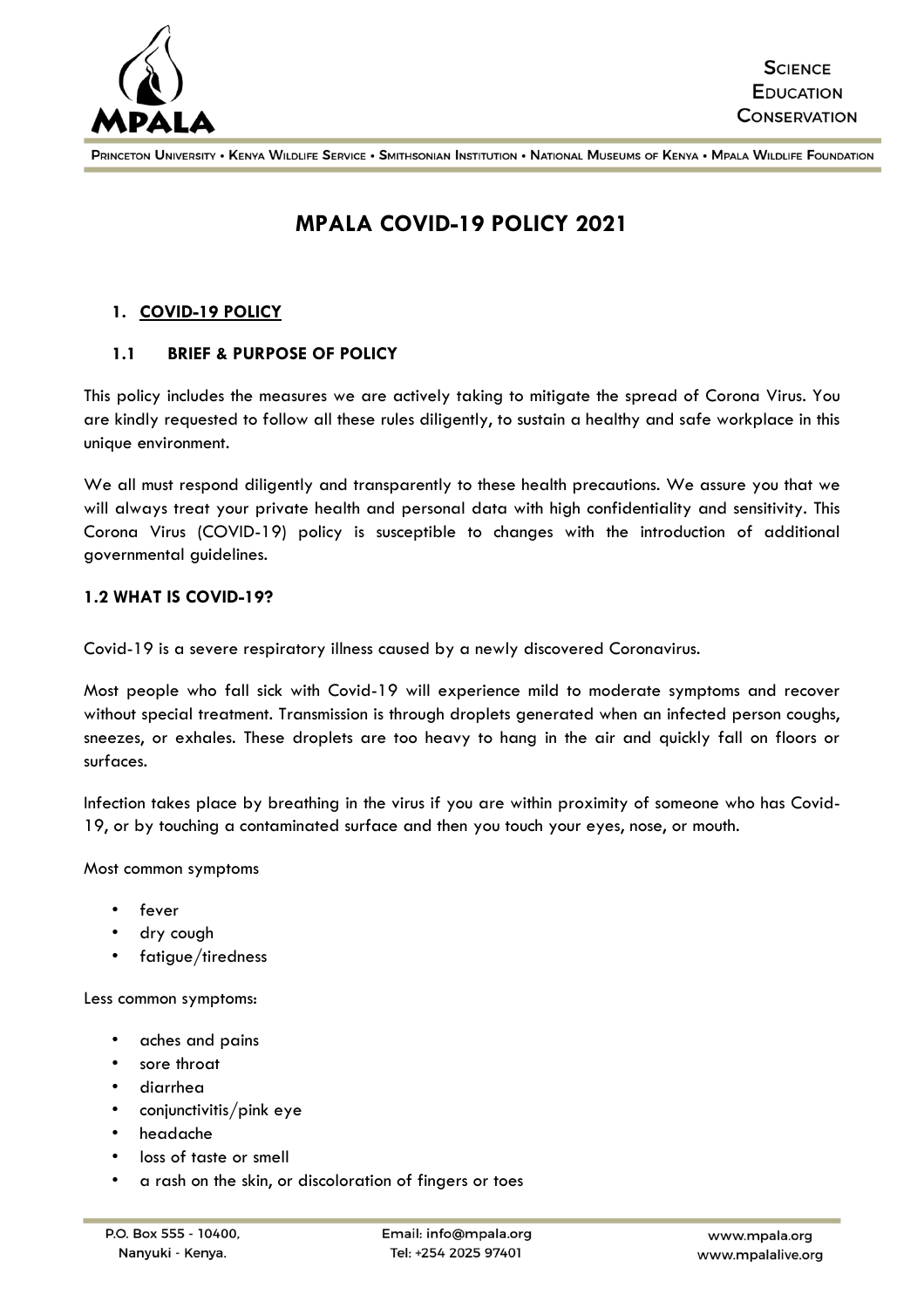# MPALA COVID-19 POLICY 2021

## 1. COVID-19 POLICY

### 1.1 BRIEF & PURPOSE OF POLICY

This policy includes the measures we are actively taking to mitigate the spread of Corona Virus. You are kindly requested to follow all these rules diligently, to sustain a healthy and safe workplace in this unique environment.

We all must respond diligently and transparently to these health precautions. We assure you that we will always treat your private health and personal data with high confidentiality and sensitivity. This Corona Virus (COVID-19) policy is susceptible to changes with the introduction of additional governmental guidelines.

### 1.2 WHAT IS COVID-19?

Covid-19 is a severe respiratory illness caused by a newly discovered Coronavirus.

Most people who fall sick with Covid-19 will experience mild to moderate symptoms and recover without special treatment. Transmission is through droplets generated when an infected person coughs, sneezes, or exhales. These droplets are too heavy to hang in the air and quickly fall on floors or surfaces.

Infection takes place by breathing in the virus if you are within proximity of someone who has Covid-19, or by touching a contaminated surface and then you touch your eyes, nose, or mouth.

Most common symptoms

- fever
- dry cough
- fatigue/tiredness

Less common symptoms:

- aches and pains
- sore throat
- diarrhea
- conjunctivitis/pink eye
- headache
- loss of taste or smell
- a rash on the skin, or discoloration of fingers or toes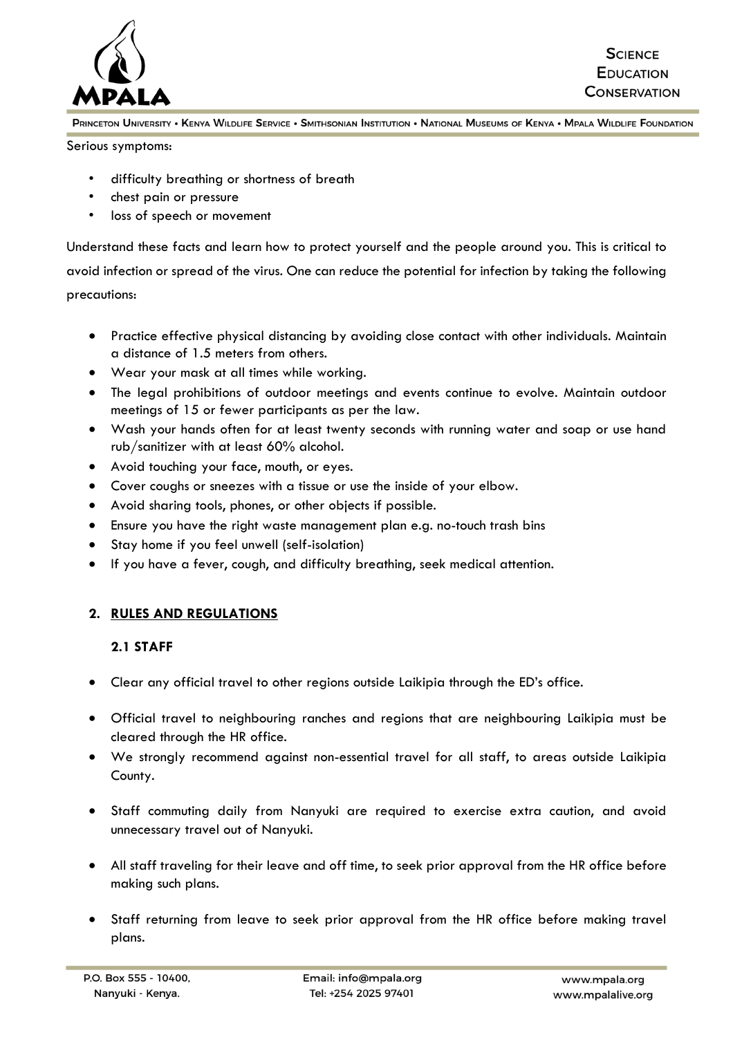Serious symptoms:

- difficulty breathing or shortness of breath
- chest pain or pressure
- loss of speech or movement

Understand these facts and learn how to protect yourself and the people around you. This is critical to avoid infection or spread of the virus. One can reduce the potential for infection by taking the following precautions:

- Practice effective physical distancing by avoiding close contact with other individuals. Maintain a distance of 1.5 meters from others.
- Wear your mask at all times while working.
- The legal prohibitions of outdoor meetings and events continue to evolve. Maintain outdoor meetings of 15 or fewer participants as per the law.
- Wash your hands often for at least twenty seconds with running water and soap or use hand rub/sanitizer with at least 60% alcohol.
- Avoid touching your face, mouth, or eyes.
- Cover coughs or sneezes with a tissue or use the inside of your elbow.
- Avoid sharing tools, phones, or other objects if possible.
- Ensure you have the right waste management plan e.g. no-touch trash bins
- Stay home if you feel unwell (self-isolation)
- If you have a fever, cough, and difficulty breathing, seek medical attention.

## 2. RULES AND REGULATIONS

### 2.1 STAFF

- Clear any official travel to other regions outside Laikipia through the ED's office.
- Official travel to neighbouring ranches and regions that are neighbouring Laikipia must be cleared through the HR office.
- We strongly recommend against non-essential travel for all staff, to areas outside Laikipia County.
- Staff commuting daily from Nanyuki are required to exercise extra caution, and avoid unnecessary travel out of Nanyuki.
- All staff traveling for their leave and off time, to seek prior approval from the HR office before making such plans.
- Staff returning from leave to seek prior approval from the HR office before making travel plans.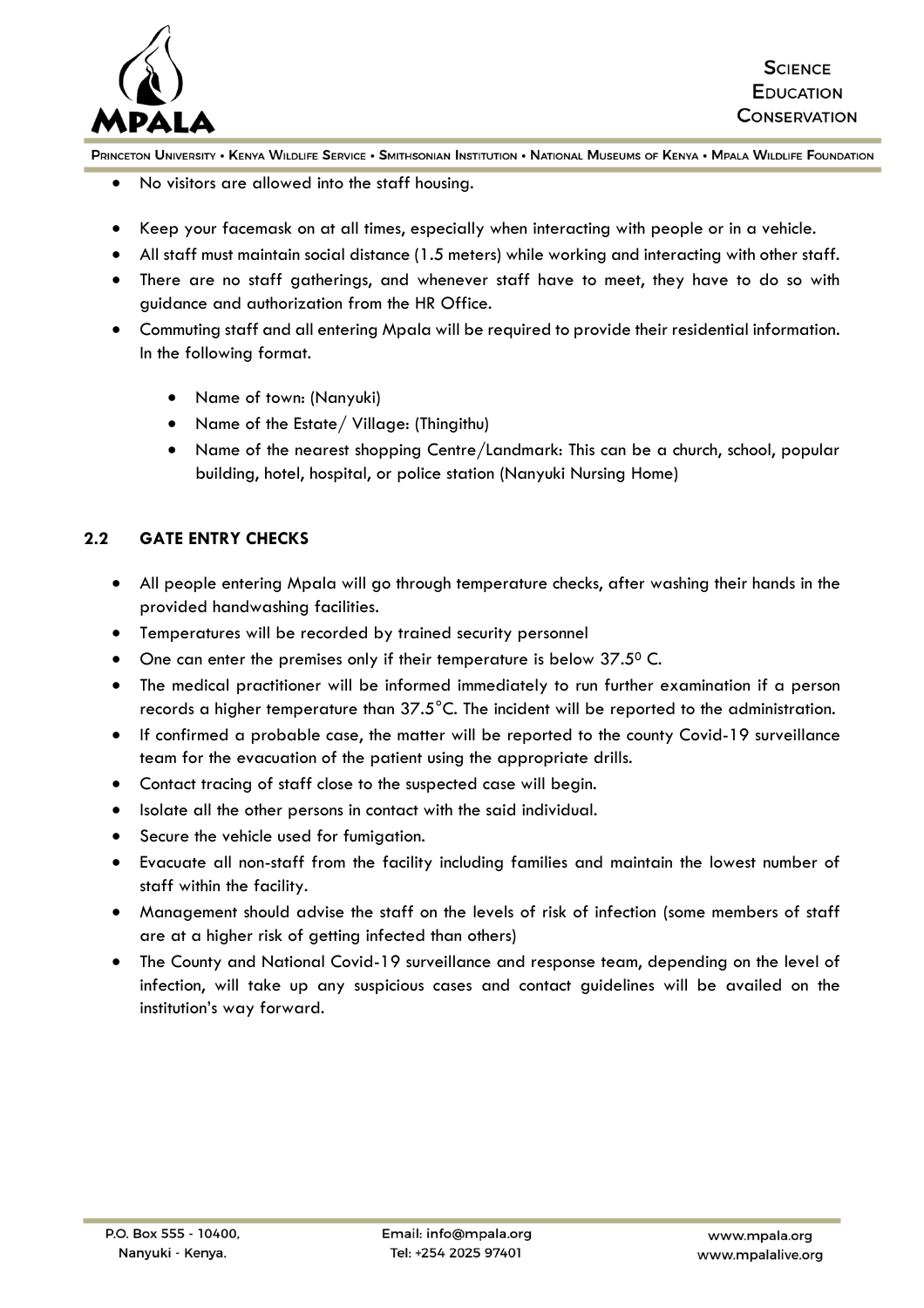- No visitors are allowed into the staff housing.
- Keep your facemask on at all times, especially when interacting with people or in a vehicle.
- All staff must maintain social distance (1.5 meters) while working and interacting with other staff.
- There are no staff gatherings, and whenever staff have to meet, they have to do so with guidance and authorization from the HR Office.
- Commuting staff and all entering Mpala will be required to provide their residential information. In the following format.
    - Name of town: (Nanyuki)
    - Name of the Estate/ Village: (Thingithu)
    - Name of the nearest shopping Centre/Landmark: This can be a church, school, popular building, hotel, hospital, or police station (Nanyuki Nursing Home)

## 2.2 GATE ENTRY CHECKS

- All people entering Mpala will go through temperature checks, after washing their hands in the provided handwashing facilities.
- Temperatures will be recorded by trained security personnel
- One can enter the premises only if their temperature is below $37.5^0$ C.
- The medical practitioner will be informed immediately to run further examination if a person records a higher temperature than 37.5°C. The incident will be reported to the administration.
- If confirmed a probable case, the matter will be reported to the county Covid-19 surveillance team for the evacuation of the patient using the appropriate drills.
- Contact tracing of staff close to the suspected case will begin.
- Isolate all the other persons in contact with the said individual.
- Secure the vehicle used for fumigation.
- Evacuate all non-staff from the facility including families and maintain the lowest number of staff within the facility.
- Management should advise the staff on the levels of risk of infection (some members of staff are at a higher risk of getting infected than others)
- The County and National Covid-19 surveillance and response team, depending on the level of infection, will take up any suspicious cases and contact guidelines will be availed on the institution's way forward.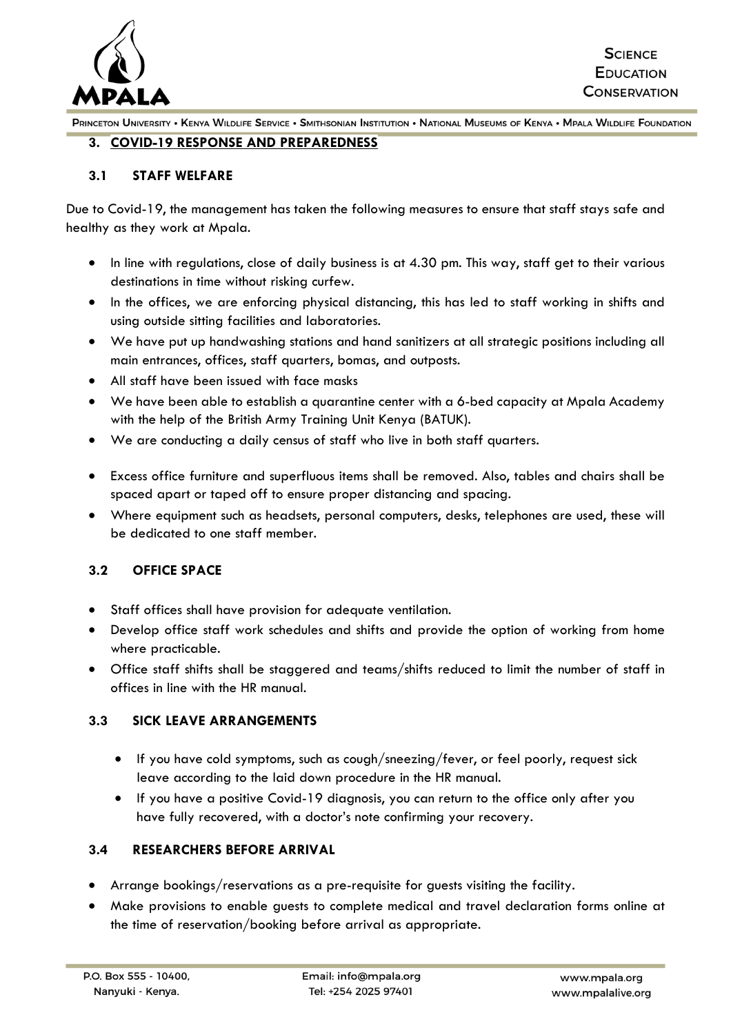## 3. COVID-19 RESPONSE AND PREPAREDNESS

### 3.1 STAFF WELFARE

Due to Covid-19, the management has taken the following measures to ensure that staff stays safe and healthy as they work at Mpala.

- In line with regulations, close of daily business is at 4.30 pm. This way, staff get to their various destinations in time without risking curfew.
- In the offices, we are enforcing physical distancing, this has led to staff working in shifts and using outside sitting facilities and laboratories.
- We have put up handwashing stations and hand sanitizers at all strategic positions including all main entrances, offices, staff quarters, bomas, and outposts.
- All staff have been issued with face masks
- We have been able to establish a quarantine center with a 6-bed capacity at Mpala Academy with the help of the British Army Training Unit Kenya (BATUK).
- We are conducting a daily census of staff who live in both staff quarters.
- Excess office furniture and superfluous items shall be removed. Also, tables and chairs shall be spaced apart or taped off to ensure proper distancing and spacing.
- Where equipment such as headsets, personal computers, desks, telephones are used, these will be dedicated to one staff member.

### 3.2 OFFICE SPACE

- Staff offices shall have provision for adequate ventilation.
- Develop office staff work schedules and shifts and provide the option of working from home where practicable.
- Office staff shifts shall be staggered and teams/shifts reduced to limit the number of staff in offices in line with the HR manual.

### 3.3 SICK LEAVE ARRANGEMENTS

- If you have cold symptoms, such as cough/sneezing/fever, or feel poorly, request sick leave according to the laid down procedure in the HR manual.
- If you have a positive Covid-19 diagnosis, you can return to the office only after you have fully recovered, with a doctor's note confirming your recovery.

### 3.4 RESEARCHERS BEFORE ARRIVAL

- Arrange bookings/reservations as a pre-requisite for guests visiting the facility.
- Make provisions to enable guests to complete medical and travel declaration forms online at the time of reservation/booking before arrival as appropriate.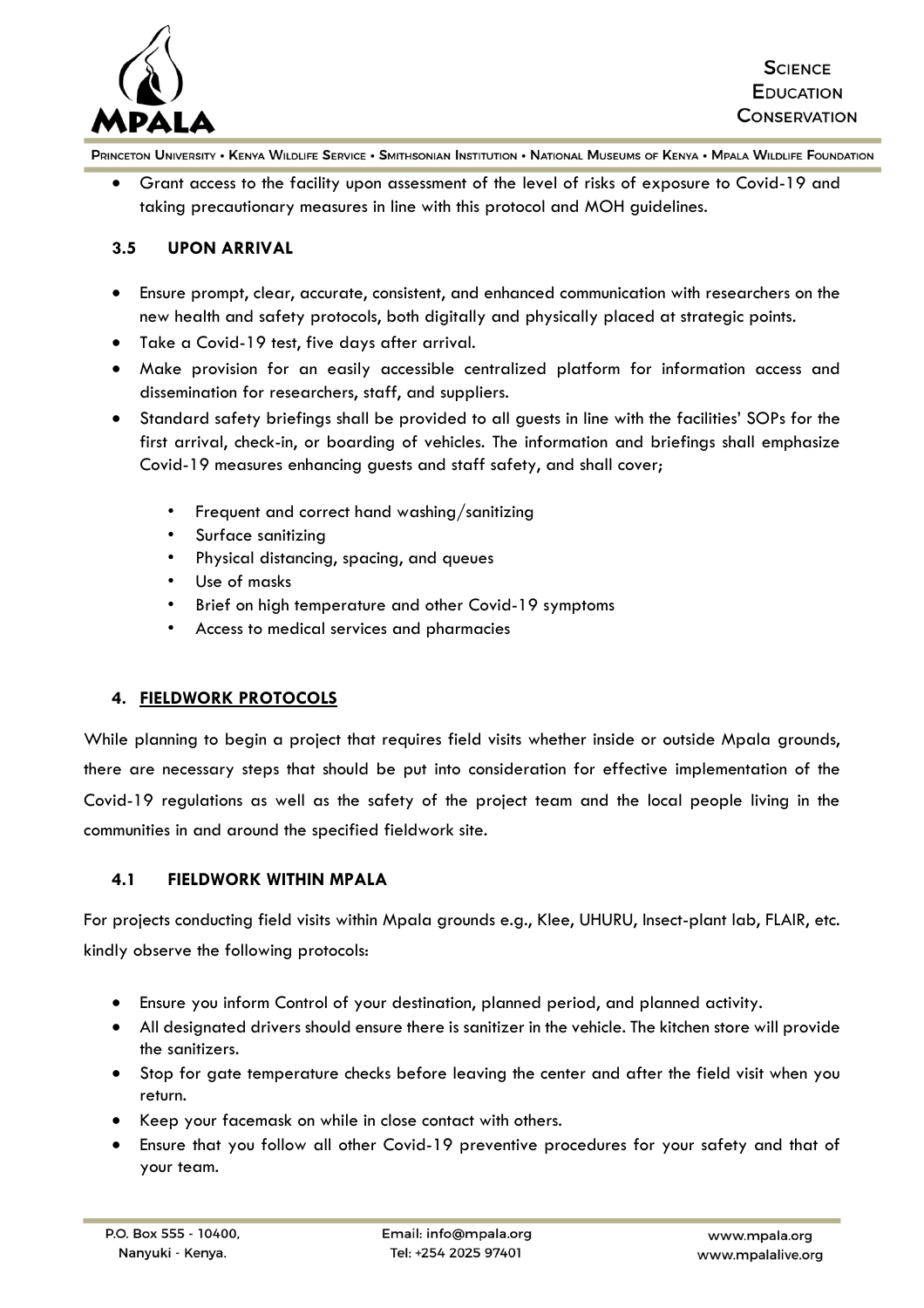- Grant access to the facility upon assessment of the level of risks of exposure to Covid-19 and taking precautionary measures in line with this protocol and MOH guidelines.

### 3.5 UPON ARRIVAL

- Ensure prompt, clear, accurate, consistent, and enhanced communication with researchers on the new health and safety protocols, both digitally and physically placed at strategic points.
- Take a Covid-19 test, five days after arrival.
- Make provision for an easily accessible centralized platform for information access and dissemination for researchers, staff, and suppliers.
- Standard safety briefings shall be provided to all guests in line with the facilities' SOPs for the first arrival, check-in, or boarding of vehicles. The information and briefings shall emphasize Covid-19 measures enhancing guests and staff safety, and shall cover;
    - Frequent and correct hand washing/sanitizing
    - Surface sanitizing
    - Physical distancing, spacing, and queues
    - Use of masks
    - Brief on high temperature and other Covid-19 symptoms
    - Access to medical services and pharmacies

## 4. FIELDWORK PROTOCOLS

While planning to begin a project that requires field visits whether inside or outside Mpala grounds, there are necessary steps that should be put into consideration for effective implementation of the Covid-19 regulations as well as the safety of the project team and the local people living in the communities in and around the specified fieldwork site.

### 4.1 FIELDWORK WITHIN MPALA

For projects conducting field visits within Mpala grounds e.g., Klee, UHURU, Insect-plant lab, FLAIR, etc. kindly observe the following protocols:

- Ensure you inform Control of your destination, planned period, and planned activity.
- All designated drivers should ensure there is sanitizer in the vehicle. The kitchen store will provide the sanitizers.
- Stop for gate temperature checks before leaving the center and after the field visit when you return.
- Keep your facemask on while in close contact with others.
- Ensure that you follow all other Covid-19 preventive procedures for your safety and that of your team.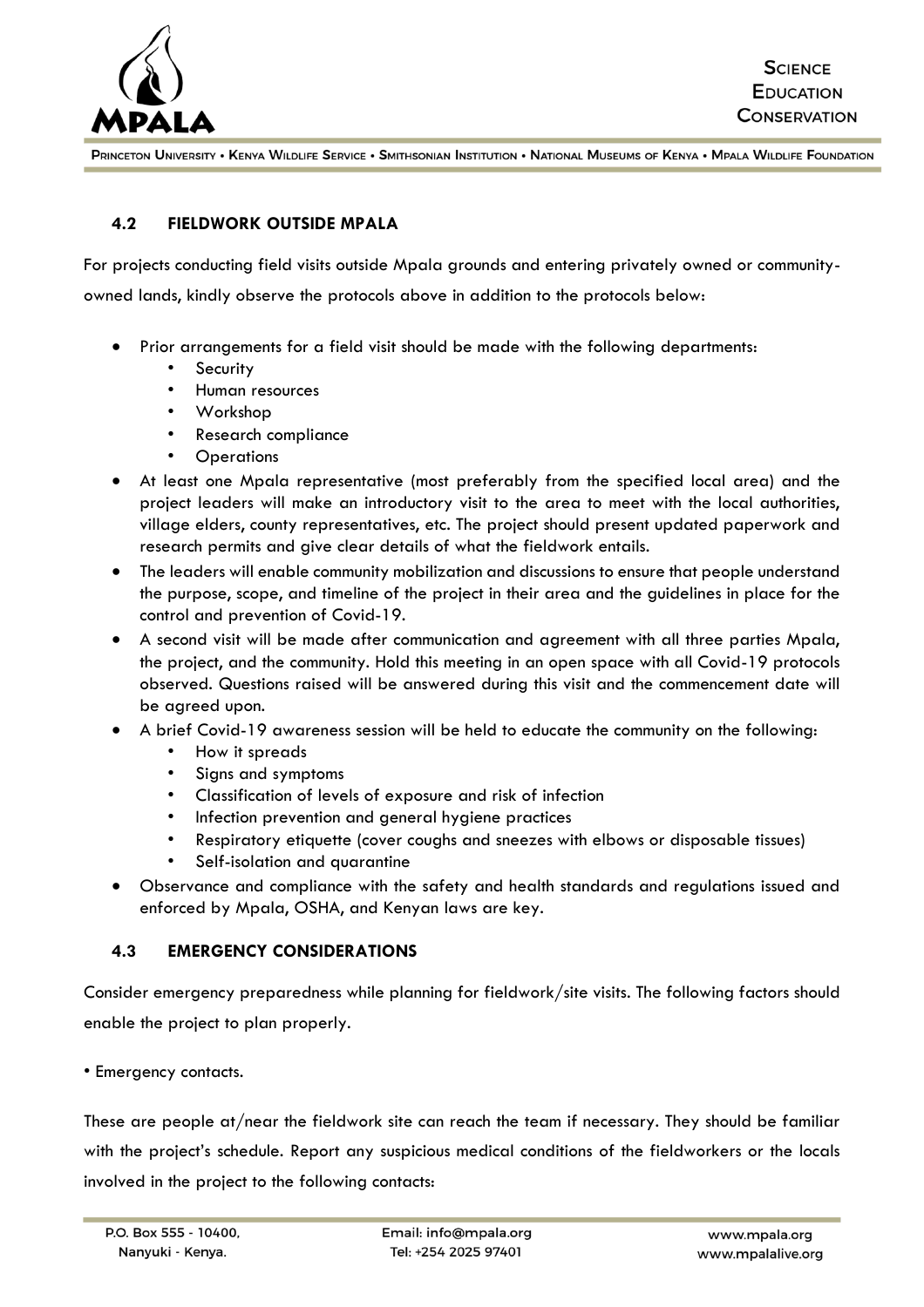### 4.2 FIELDWORK OUTSIDE MPALA

For projects conducting field visits outside Mpala grounds and entering privately owned or community-owned lands, kindly observe the protocols above in addition to the protocols below:

- Prior arrangements for a field visit should be made with the following departments:
  - Security
  - Human resources
  - Workshop
  - Research compliance
  - Operations
- At least one Mpala representative (most preferably from the specified local area) and the project leaders will make an introductory visit to the area to meet with the local authorities, village elders, county representatives, etc. The project should present updated paperwork and research permits and give clear details of what the fieldwork entails.
- The leaders will enable community mobilization and discussions to ensure that people understand the purpose, scope, and timeline of the project in their area and the guidelines in place for the control and prevention of Covid-19.
- A second visit will be made after communication and agreement with all three parties Mpala, the project, and the community. Hold this meeting in an open space with all Covid-19 protocols observed. Questions raised will be answered during this visit and the commencement date will be agreed upon.
- A brief Covid-19 awareness session will be held to educate the community on the following:
  - How it spreads
  - Signs and symptoms
  - Classification of levels of exposure and risk of infection
  - Infection prevention and general hygiene practices
  - Respiratory etiquette (cover coughs and sneezes with elbows or disposable tissues)
  - Self-isolation and quarantine
- Observance and compliance with the safety and health standards and regulations issued and enforced by Mpala, OSHA, and Kenyan laws are key.

### 4.3 EMERGENCY CONSIDERATIONS

Consider emergency preparedness while planning for fieldwork/site visits. The following factors should enable the project to plan properly.

• Emergency contacts.

These are people at/near the fieldwork site can reach the team if necessary. They should be familiar with the project's schedule. Report any suspicious medical conditions of the fieldworkers or the locals involved in the project to the following contacts: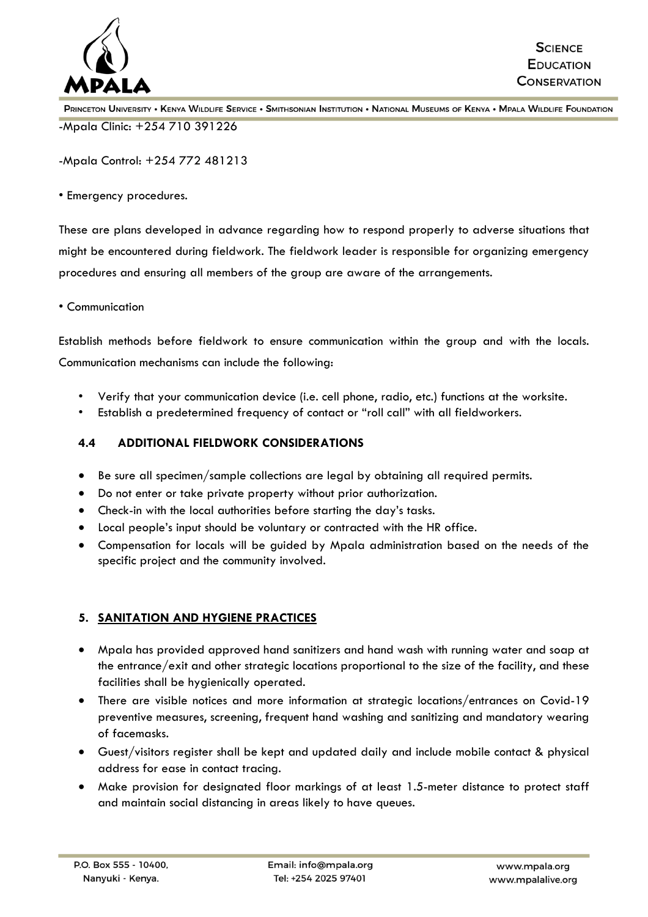-Mpala Clinic: +254 710 391226

-Mpala Control: +254 772 481213

• Emergency procedures.

These are plans developed in advance regarding how to respond properly to adverse situations that might be encountered during fieldwork. The fieldwork leader is responsible for organizing emergency procedures and ensuring all members of the group are aware of the arrangements.

• Communication

Establish methods before fieldwork to ensure communication within the group and with the locals. Communication mechanisms can include the following:

- Verify that your communication device (i.e. cell phone, radio, etc.) functions at the worksite.
- Establish a predetermined frequency of contact or "roll call" with all fieldworkers.

### 4.4 ADDITIONAL FIELDWORK CONSIDERATIONS

- Be sure all specimen/sample collections are legal by obtaining all required permits.
- Do not enter or take private property without prior authorization.
- Check-in with the local authorities before starting the day's tasks.
- Local people's input should be voluntary or contracted with the HR office.
- Compensation for locals will be guided by Mpala administration based on the needs of the specific project and the community involved.

## 5. SANITATION AND HYGIENE PRACTICES

- Mpala has provided approved hand sanitizers and hand wash with running water and soap at the entrance/exit and other strategic locations proportional to the size of the facility, and these facilities shall be hygienically operated.
- There are visible notices and more information at strategic locations/entrances on Covid-19 preventive measures, screening, frequent hand washing and sanitizing and mandatory wearing of facemasks.
- Guest/visitors register shall be kept and updated daily and include mobile contact & physical address for ease in contact tracing.
- Make provision for designated floor markings of at least 1.5-meter distance to protect staff and maintain social distancing in areas likely to have queues.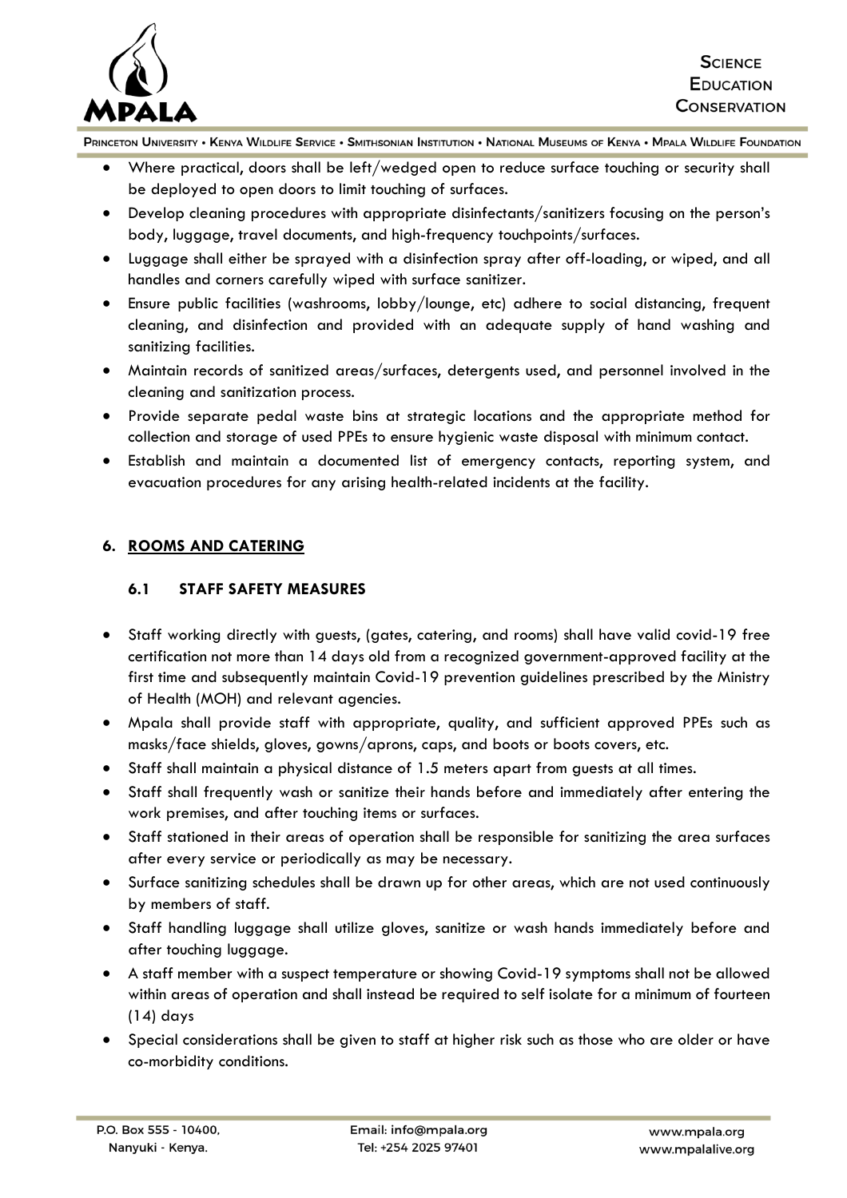- Where practical, doors shall be left/wedged open to reduce surface touching or security shall be deployed to open doors to limit touching of surfaces.
- Develop cleaning procedures with appropriate disinfectants/sanitizers focusing on the person's body, luggage, travel documents, and high-frequency touchpoints/surfaces.
- Luggage shall either be sprayed with a disinfection spray after off-loading, or wiped, and all handles and corners carefully wiped with surface sanitizer.
- Ensure public facilities (washrooms, lobby/lounge, etc) adhere to social distancing, frequent cleaning, and disinfection and provided with an adequate supply of hand washing and sanitizing facilities.
- Maintain records of sanitized areas/surfaces, detergents used, and personnel involved in the cleaning and sanitization process.
- Provide separate pedal waste bins at strategic locations and the appropriate method for collection and storage of used PPEs to ensure hygienic waste disposal with minimum contact.
- Establish and maintain a documented list of emergency contacts, reporting system, and evacuation procedures for any arising health-related incidents at the facility.

## 6. ROOMS AND CATERING

### 6.1 STAFF SAFETY MEASURES

- Staff working directly with guests, (gates, catering, and rooms) shall have valid covid-19 free certification not more than 14 days old from a recognized government-approved facility at the first time and subsequently maintain Covid-19 prevention guidelines prescribed by the Ministry of Health (MOH) and relevant agencies.
- Mpala shall provide staff with appropriate, quality, and sufficient approved PPEs such as masks/face shields, gloves, gowns/aprons, caps, and boots or boots covers, etc.
- Staff shall maintain a physical distance of 1.5 meters apart from guests at all times.
- Staff shall frequently wash or sanitize their hands before and immediately after entering the work premises, and after touching items or surfaces.
- Staff stationed in their areas of operation shall be responsible for sanitizing the area surfaces after every service or periodically as may be necessary.
- Surface sanitizing schedules shall be drawn up for other areas, which are not used continuously by members of staff.
- Staff handling luggage shall utilize gloves, sanitize or wash hands immediately before and after touching luggage.
- A staff member with a suspect temperature or showing Covid-19 symptoms shall not be allowed within areas of operation and shall instead be required to self isolate for a minimum of fourteen (14) days
- Special considerations shall be given to staff at higher risk such as those who are older or have co-morbidity conditions.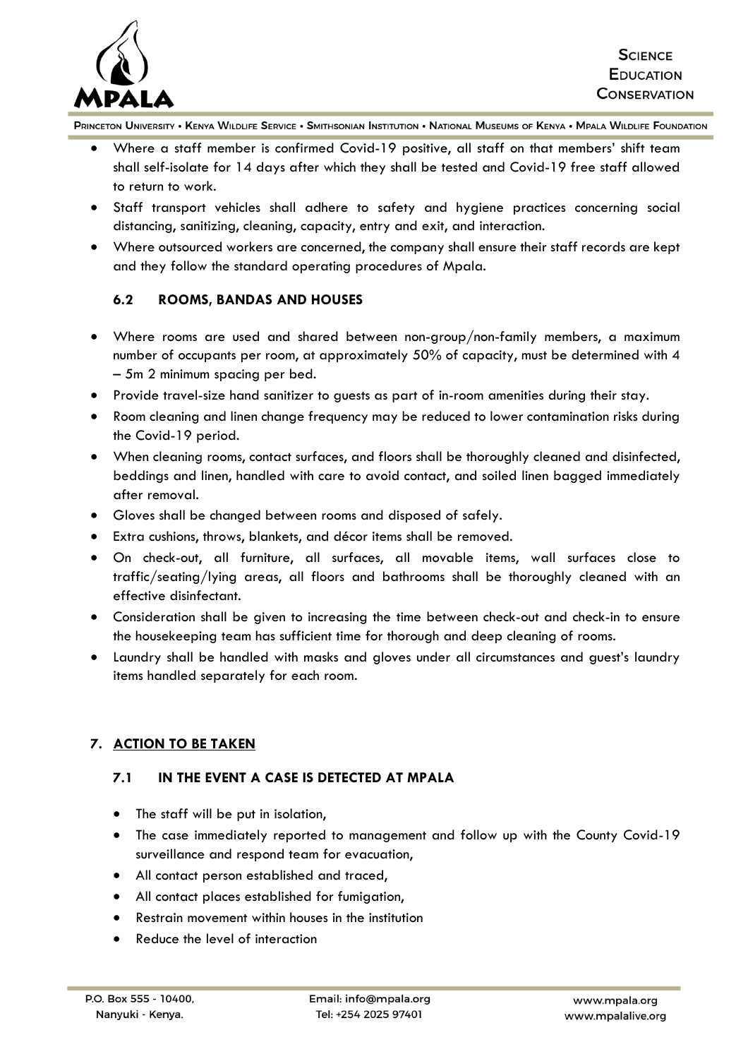- Where a staff member is confirmed Covid-19 positive, all staff on that members' shift team shall self-isolate for 14 days after which they shall be tested and Covid-19 free staff allowed to return to work.
- Staff transport vehicles shall adhere to safety and hygiene practices concerning social distancing, sanitizing, cleaning, capacity, entry and exit, and interaction.
- Where outsourced workers are concerned, the company shall ensure their staff records are kept and they follow the standard operating procedures of Mpala.

### 6.2 ROOMS, BANDAS AND HOUSES

- Where rooms are used and shared between non-group/non-family members, a maximum number of occupants per room, at approximately 50% of capacity, must be determined with 4 – 5m 2 minimum spacing per bed.
- Provide travel-size hand sanitizer to guests as part of in-room amenities during their stay.
- Room cleaning and linen change frequency may be reduced to lower contamination risks during the Covid-19 period.
- When cleaning rooms, contact surfaces, and floors shall be thoroughly cleaned and disinfected, beddings and linen, handled with care to avoid contact, and soiled linen bagged immediately after removal.
- Gloves shall be changed between rooms and disposed of safely.
- Extra cushions, throws, blankets, and décor items shall be removed.
- On check-out, all furniture, all surfaces, all movable items, wall surfaces close to traffic/seating/lying areas, all floors and bathrooms shall be thoroughly cleaned with an effective disinfectant.
- Consideration shall be given to increasing the time between check-out and check-in to ensure the housekeeping team has sufficient time for thorough and deep cleaning of rooms.
- Laundry shall be handled with masks and gloves under all circumstances and guest's laundry items handled separately for each room.

## 7. ACTION TO BE TAKEN

### 7.1 IN THE EVENT A CASE IS DETECTED AT MPALA

- The staff will be put in isolation,
- The case immediately reported to management and follow up with the County Covid-19 surveillance and respond team for evacuation,
- All contact person established and traced,
- All contact places established for fumigation,
- Restrain movement within houses in the institution
- Reduce the level of interaction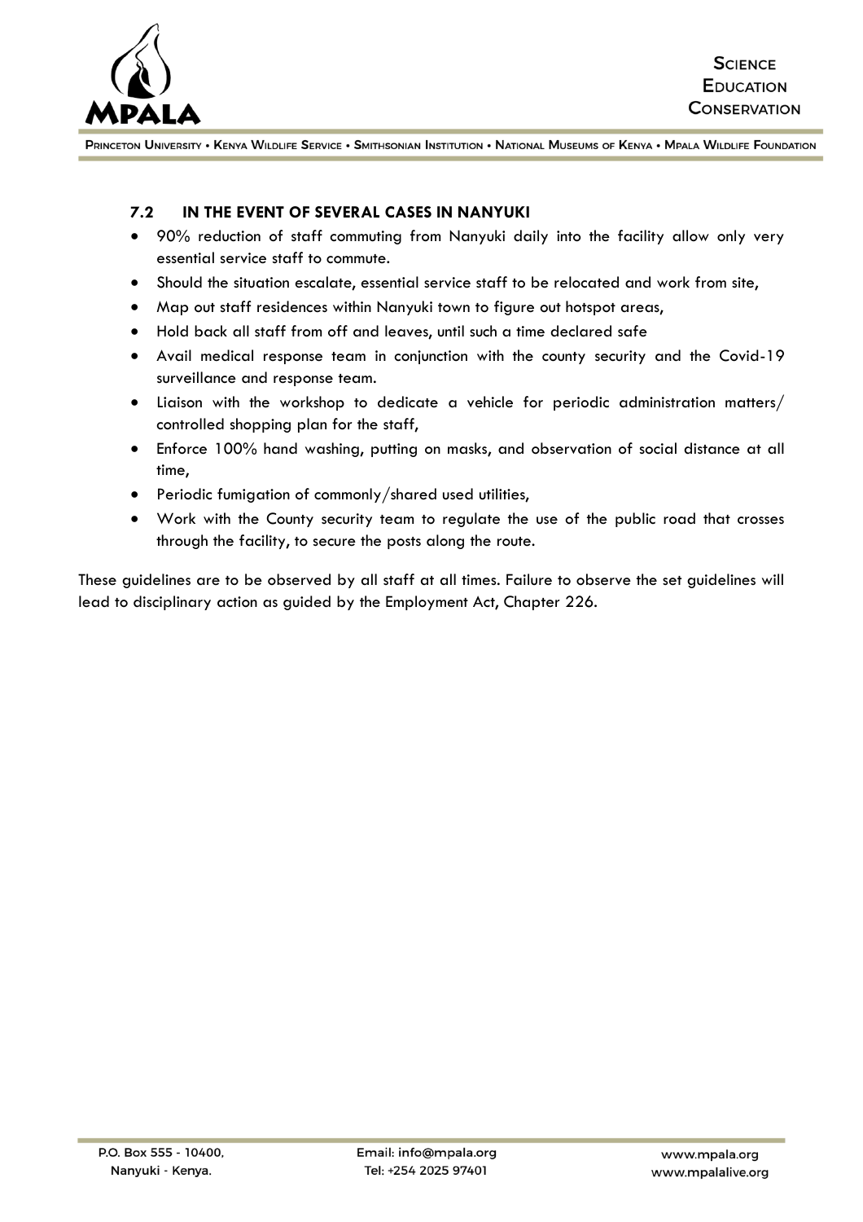### 7.2 IN THE EVENT OF SEVERAL CASES IN NANYUKI

- 90% reduction of staff commuting from Nanyuki daily into the facility allow only very essential service staff to commute.
- Should the situation escalate, essential service staff to be relocated and work from site,
- Map out staff residences within Nanyuki town to figure out hotspot areas,
- Hold back all staff from off and leaves, until such a time declared safe
- Avail medical response team in conjunction with the county security and the Covid-19 surveillance and response team.
- Liaison with the workshop to dedicate a vehicle for periodic administration matters/ controlled shopping plan for the staff,
- Enforce 100% hand washing, putting on masks, and observation of social distance at all time,
- Periodic fumigation of commonly/shared used utilities,
- Work with the County security team to regulate the use of the public road that crosses through the facility, to secure the posts along the route.

These guidelines are to be observed by all staff at all times. Failure to observe the set guidelines will lead to disciplinary action as guided by the Employment Act, Chapter 226.